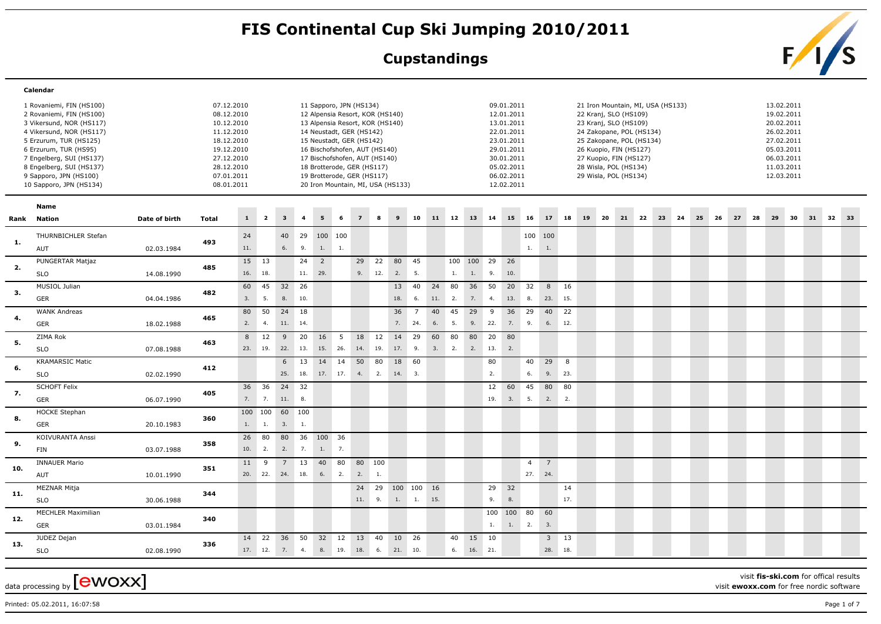# FIS Continental Cup Ski Jumping 2010/2011

## Cupstandings

**Calendar**

| No. | Venue | Date |
|---|---|---|
| 1 | Rovaniemi, FIN (HS100) | 07.12.2010 |
| 2 | Rovaniemi, FIN (HS100) | 08.12.2010 |
| 3 | Vikersund, NOR (HS117) | 10.12.2010 |
| 4 | Vikersund, NOR (HS117) | 11.12.2010 |
| 5 | Erzurum, TUR (HS125) | 18.12.2010 |
| 6 | Erzurum, TUR (HS95) | 19.12.2010 |
| 7 | Engelberg, SUI (HS137) | 27.12.2010 |
| 8 | Engelberg, SUI (HS137) | 28.12.2010 |
| 9 | Sapporo, JPN (HS100) | 07.01.2011 |
| 10 | Sapporo, JPN (HS134) | 08.01.2011 |
| 11 | Sapporo, JPN (HS134) | 09.01.2011 |
| 12 | Alpensia Resort, KOR (HS140) | 12.01.2011 |
| 13 | Alpensia Resort, KOR (HS140) | 13.01.2011 |
| 14 | Neustadt, GER (HS142) | 22.01.2011 |
| 15 | Neustadt, GER (HS142) | 23.01.2011 |
| 16 | Bischofshofen, AUT (HS140) | 29.01.2011 |
| 17 | Bischofshofen, AUT (HS140) | 30.01.2011 |
| 18 | Brotterode, GER (HS117) | 05.02.2011 |
| 19 | Brotterode, GER (HS117) | 06.02.2011 |
| 20 | Iron Mountain, MI, USA (HS133) | 12.02.2011 |
| 21 | Iron Mountain, MI, USA (HS133) | 13.02.2011 |
| 22 | Kranj, SLO (HS109) | 19.02.2011 |
| 23 | Kranj, SLO (HS109) | 20.02.2011 |
| 24 | Zakopane, POL (HS134) | 26.02.2011 |
| 25 | Zakopane, POL (HS134) | 27.02.2011 |
| 26 | Kuopio, FIN (HS127) | 05.03.2011 |
| 27 | Kuopio, FIN (HS127) | 06.03.2011 |
| 28 | Wisla, POL (HS134) | 11.03.2011 |
| 29 | Wisla, POL (HS134) | 12.03.2011 |

| Rank | Name / Nation | Date of birth | Total | 1 | 2 | 3 | 4 | 5 | 6 | 7 | 8 | 9 | 10 | 11 | 12 | 13 | 14 | 15 | 16 | 17 | 18 | 19 | 20 | 21 | 22 | 23 | 24 | 25 | 26 | 27 | 28 | 29 | 30 | 31 | 32 | 33 |
|---|---|---|---|---|---|---|---|---|---|---|---|---|---|---|---|---|---|---|---|---|---|---|---|---|---|---|---|---|---|---|---|---|---|---|---|---|
| 1. | THURNBICHLER Stefan | | 493 | 24 | | 40 | 29 | 100 | 100 | | | | | | | | | | 100 | 100 | | | | | | | | | | | | | | | | |
| | AUT | 02.03.1984 | | 11. | | 6. | 9. | 1. | 1. | | | | | | | | | | 1. | 1. | | | | | | | | | | | | | | | | |
| 2. | PUNGERTAR Matjaz | | 485 | 15 | 13 | | 24 | 2 | | 29 | 22 | 80 | 45 | | 100 | 100 | 29 | 26 | | | | | | | | | | | | | | | | | | |
| | SLO | 14.08.1990 | | 16. | 18. | | 11. | 29. | | 9. | 12. | 2. | 5. | | 1. | 1. | 9. | 10. | | | | | | | | | | | | | | | | | | |
| 3. | MUSIOL Julian | | 482 | 60 | 45 | 32 | 26 | | | | | 13 | 40 | 24 | 80 | 36 | 50 | 20 | 32 | 8 | 16 | | | | | | | | | | | | | | | |
| | GER | 04.04.1986 | | 3. | 5. | 8. | 10. | | | | | 18. | 6. | 11. | 2. | 7. | 4. | 13. | 8. | 23. | 15. | | | | | | | | | | | | | | | |
| 4. | WANK Andreas | | 465 | 80 | 50 | 24 | 18 | | | | | 36 | 7 | 40 | 45 | 29 | 9 | 36 | 29 | 40 | 22 | | | | | | | | | | | | | | | |
| | GER | 18.02.1988 | | 2. | 4. | 11. | 14. | | | | | 7. | 24. | 6. | 5. | 9. | 22. | 7. | 9. | 6. | 12. | | | | | | | | | | | | | | | |
| 5. | ZIMA Rok | | 463 | 8 | 12 | 9 | 20 | 16 | 5 | 18 | 12 | 14 | 29 | 60 | 80 | 80 | 20 | 80 | | | | | | | | | | | | | | | | | | |
| | SLO | 07.08.1988 | | 23. | 19. | 22. | 13. | 15. | 26. | 14. | 19. | 17. | 9. | 3. | 2. | 2. | 13. | 2. | | | | | | | | | | | | | | | | | | |
| 6. | KRAMARSIC Matic | | 412 | | | 6 | 13 | 14 | 14 | 50 | 80 | 18 | 60 | | | | 80 | | 40 | 29 | 8 | | | | | | | | | | | | | | | |
| | SLO | 02.02.1990 | | | | 25. | 18. | 17. | 17. | 4. | 2. | 14. | 3. | | | | 2. | | 6. | 9. | 23. | | | | | | | | | | | | | | | |
| 7. | SCHOFT Felix | | 405 | 36 | 36 | 24 | 32 | | | | | | | | | | 12 | 60 | 45 | 80 | 80 | | | | | | | | | | | | | | | |
| | GER | 06.07.1990 | | 7. | 7. | 11. | 8. | | | | | | | | | | 19. | 3. | 5. | 2. | 2. | | | | | | | | | | | | | | | |
| 8. | HOCKE Stephan | | 360 | 100 | 100 | 60 | 100 | | | | | | | | | | | | | | | | | | | | | | | | | | | | | |
| | GER | 20.10.1983 | | 1. | 1. | 3. | 1. | | | | | | | | | | | | | | | | | | | | | | | | | | | | | |
| 9. | KOIVURANTA Anssi | | 358 | 26 | 80 | 80 | 36 | 100 | 36 | | | | | | | | | | | | | | | | | | | | | | | | | | | |
| | FIN | 03.07.1988 | | 10. | 2. | 2. | 7. | 1. | 7. | | | | | | | | | | | | | | | | | | | | | | | | | | | |
| 10. | INNAUER Mario | | 351 | 11 | 9 | 7 | 13 | 40 | 80 | 80 | 100 | | | | | | | | 4 | 7 | | | | | | | | | | | | | | | | |
| | AUT | 10.01.1990 | | 20. | 22. | 24. | 18. | 6. | 2. | 2. | 1. | | | | | | | | 27. | 24. | | | | | | | | | | | | | | | | |
| 11. | MEZNAR Mitja | | 344 | | | | | | | 24 | 29 | 100 | 100 | 16 | | | 29 | 32 | | | 14 | | | | | | | | | | | | | | | |
| | SLO | 30.06.1988 | | | | | | | | 11. | 9. | 1. | 1. | 15. | | | 9. | 8. | | | 17. | | | | | | | | | | | | | | | |
| 12. | MECHLER Maximilian | | 340 | | | | | | | | | | | | | | 100 | 100 | 80 | 60 | | | | | | | | | | | | | | | | |
| | GER | 03.01.1984 | | | | | | | | | | | | | | | 1. | 1. | 2. | 3. | | | | | | | | | | | | | | | | |
| 13. | JUDEZ Dejan | | 336 | 14 | 22 | 36 | 50 | 32 | 12 | 13 | 40 | 10 | 26 | | 40 | 15 | 10 | | | 3 | 13 | | | | | | | | | | | | | | | |
| | SLO | 02.08.1990 | | 17. | 12. | 7. | 4. | 8. | 19. | 18. | 6. | 21. | 10. | | 6. | 16. | 21. | | | 28. | 18. | | | | | | | | | | | | | | | |

data processing by [ewoxx]

visit **fis-ski.com** for offical results
visit **ewoxx.com** for free nordic software

Printed: 05.02.2011, 16:07:58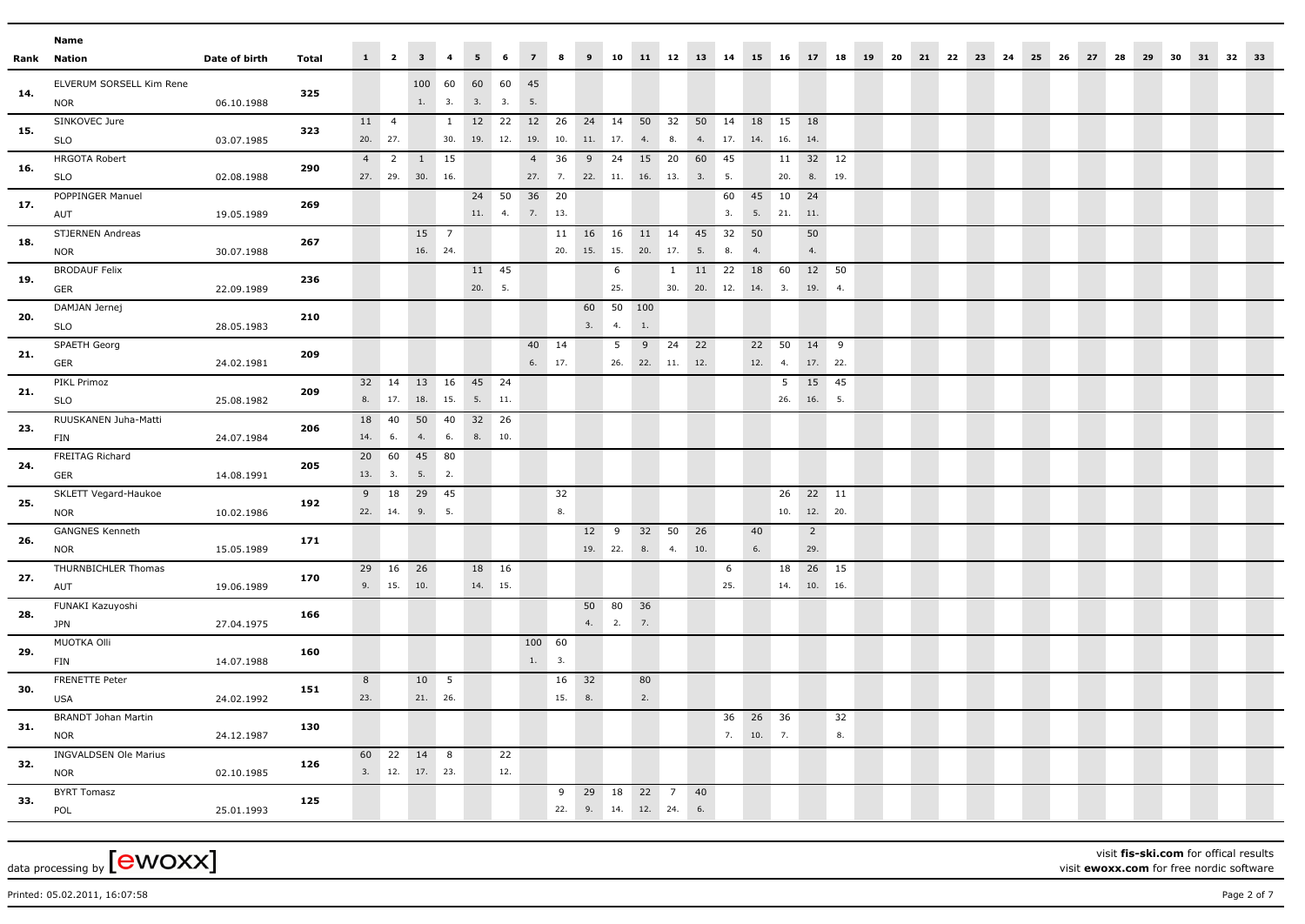| Rank | Name / Nation | Date of birth | Total | 1 | 2 | 3 | 4 | 5 | 6 | 7 | 8 | 9 | 10 | 11 | 12 | 13 | 14 | 15 | 16 | 17 | 18 | 19 | 20 | 21 | 22 | 23 | 24 | 25 | 26 | 27 | 28 | 29 | 30 | 31 | 32 | 33 |
|---|---|---|---|---|---|---|---|---|---|---|---|---|---|---|---|---|---|---|---|---|---|---|---|---|---|---|---|---|---|---|---|---|---|---|---|---|
| 14. | ELVERUM SORSELL Kim Rene | | 325 | | | 100 | 60 | 60 | 60 | 45 | | | | | | | | | | | | | | | | | | | | | | | | | | |
| | NOR | 06.10.1988 | | | | 1. | 3. | 3. | 3. | 5. | | | | | | | | | | | | | | | | | | | | | | | | | | |
| 15. | SINKOVEC Jure | | 323 | 11 | 4 | | 1 | 12 | 22 | 12 | 26 | 24 | 14 | 50 | 32 | 50 | 14 | 18 | 15 | 18 | | | | | | | | | | | | | | | | |
| | SLO | 03.07.1985 | | 20. | 27. | | 30. | 19. | 12. | 19. | 10. | 11. | 17. | 4. | 8. | 4. | 17. | 14. | 16. | 14. | | | | | | | | | | | | | | | | |
| 16. | HRGOTA Robert | | 290 | 4 | 2 | 1 | 15 | | | 4 | 36 | 9 | 24 | 15 | 20 | 60 | 45 | | 11 | 32 | 12 | | | | | | | | | | | | | | | |
| | SLO | 02.08.1988 | | 27. | 29. | 30. | 16. | | | 27. | 7. | 22. | 11. | 16. | 13. | 3. | 5. | | 20. | 8. | 19. | | | | | | | | | | | | | | | |
| 17. | POPPINGER Manuel | | 269 | | | | | 24 | 50 | 36 | 20 | | | | | | 60 | 45 | 10 | 24 | | | | | | | | | | | | | | | | |
| | AUT | 19.05.1989 | | | | | | 11. | 4. | 7. | 13. | | | | | | 3. | 5. | 21. | 11. | | | | | | | | | | | | | | | | |
| 18. | STJERNEN Andreas | | 267 | | | 15 | 7 | | | | 11 | 16 | 16 | 11 | 14 | 45 | 32 | 50 | | 50 | | | | | | | | | | | | | | | | |
| | NOR | 30.07.1988 | | | | 16. | 24. | | | | 20. | 15. | 15. | 20. | 17. | 5. | 8. | 4. | | 4. | | | | | | | | | | | | | | | | |
| 19. | BRODAUF Felix | | 236 | | | | | 11 | 45 | | | | 6 | | 1 | 11 | 22 | 18 | 60 | 12 | 50 | | | | | | | | | | | | | | | |
| | GER | 22.09.1989 | | | | | | 20. | 5. | | | | 25. | | 30. | 20. | 12. | 14. | 3. | 19. | 4. | | | | | | | | | | | | | | | |
| 20. | DAMJAN Jernej | | 210 | | | | | | | | | 60 | 50 | 100 | | | | | | | | | | | | | | | | | | | | | | |
| | SLO | 28.05.1983 | | | | | | | | | | 3. | 4. | 1. | | | | | | | | | | | | | | | | | | | | | | |
| 21. | SPAETH Georg | | 209 | | | | | | | 40 | 14 | | 5 | 9 | 24 | 22 | | 22 | 50 | 14 | 9 | | | | | | | | | | | | | | | |
| | GER | 24.02.1981 | | | | | | | | 6. | 17. | | 26. | 22. | 11. | 12. | | 12. | 4. | 17. | 22. | | | | | | | | | | | | | | | |
| 21. | PIKL Primoz | | 209 | 32 | 14 | 13 | 16 | 45 | 24 | | | | | | | | | | 5 | 15 | 45 | | | | | | | | | | | | | | | |
| | SLO | 25.08.1982 | | 8. | 17. | 18. | 15. | 5. | 11. | | | | | | | | | | 26. | 16. | 5. | | | | | | | | | | | | | | | |
| 23. | RUUSKANEN Juha-Matti | | 206 | 18 | 40 | 50 | 40 | 32 | 26 | | | | | | | | | | | | | | | | | | | | | | | | | | | |
| | FIN | 24.07.1984 | | 14. | 6. | 4. | 6. | 8. | 10. | | | | | | | | | | | | | | | | | | | | | | | | | | | |
| 24. | FREITAG Richard | | 205 | 20 | 60 | 45 | 80 | | | | | | | | | | | | | | | | | | | | | | | | | | | | | |
| | GER | 14.08.1991 | | 13. | 3. | 5. | 2. | | | | | | | | | | | | | | | | | | | | | | | | | | | | | |
| 25. | SKLETT Vegard-Haukoe | | 192 | 9 | 18 | 29 | 45 | | | | 32 | | | | | | | | 26 | 22 | 11 | | | | | | | | | | | | | | | |
| | NOR | 10.02.1986 | | 22. | 14. | 9. | 5. | | | | 8. | | | | | | | | 10. | 12. | 20. | | | | | | | | | | | | | | | |
| 26. | GANGNES Kenneth | | 171 | | | | | | | | | 12 | 9 | 32 | 50 | 26 | | 40 | | 2 | | | | | | | | | | | | | | | | |
| | NOR | 15.05.1989 | | | | | | | | | | 19. | 22. | 8. | 4. | 10. | | 6. | | 29. | | | | | | | | | | | | | | | | |
| 27. | THURNBICHLER Thomas | | 170 | 29 | 16 | 26 | | 18 | 16 | | | | | | | | 6 | | 18 | 26 | 15 | | | | | | | | | | | | | | | |
| | AUT | 19.06.1989 | | 9. | 15. | 10. | | 14. | 15. | | | | | | | | 25. | | 14. | 10. | 16. | | | | | | | | | | | | | | | |
| 28. | FUNAKI Kazuyoshi | | 166 | | | | | | | | | 50 | 80 | 36 | | | | | | | | | | | | | | | | | | | | | | |
| | JPN | 27.04.1975 | | | | | | | | | | 4. | 2. | 7. | | | | | | | | | | | | | | | | | | | | | | |
| 29. | MUOTKA Olli | | 160 | | | | | | | 100 | 60 | | | | | | | | | | | | | | | | | | | | | | | | | |
| | FIN | 14.07.1988 | | | | | | | | 1. | 3. | | | | | | | | | | | | | | | | | | | | | | | | | |
| 30. | FRENETTE Peter | | 151 | 8 | | 10 | 5 | | | | 16 | 32 | | 80 | | | | | | | | | | | | | | | | | | | | | | |
| | USA | 24.02.1992 | | 23. | | 21. | 26. | | | | 15. | 8. | | 2. | | | | | | | | | | | | | | | | | | | | | | |
| 31. | BRANDT Johan Martin | | 130 | | | | | | | | | | | | | | 36 | 26 | 36 | | 32 | | | | | | | | | | | | | | | |
| | NOR | 24.12.1987 | | | | | | | | | | | | | | | 7. | 10. | 7. | | 8. | | | | | | | | | | | | | | | |
| 32. | INGVALDSEN Ole Marius | | 126 | 60 | 22 | 14 | 8 | | 22 | | | | | | | | | | | | | | | | | | | | | | | | | | | |
| | NOR | 02.10.1985 | | 3. | 12. | 17. | 23. | | 12. | | | | | | | | | | | | | | | | | | | | | | | | | | | |
| 33. | BYRT Tomasz | | 125 | | | | | | | | 9 | 29 | 18 | 22 | 7 | 40 | | | | | | | | | | | | | | | | | | | | |
| | POL | 25.01.1993 | | | | | | | | | 22. | 9. | 14. | 12. | 24. | 6. | | | | | | | | | | | | | | | | | | | | |

data processing by [ewoxx]

visit **fis-ski.com** for offical results
visit **ewoxx.com** for free nordic software

Printed: 05.02.2011, 16:07:58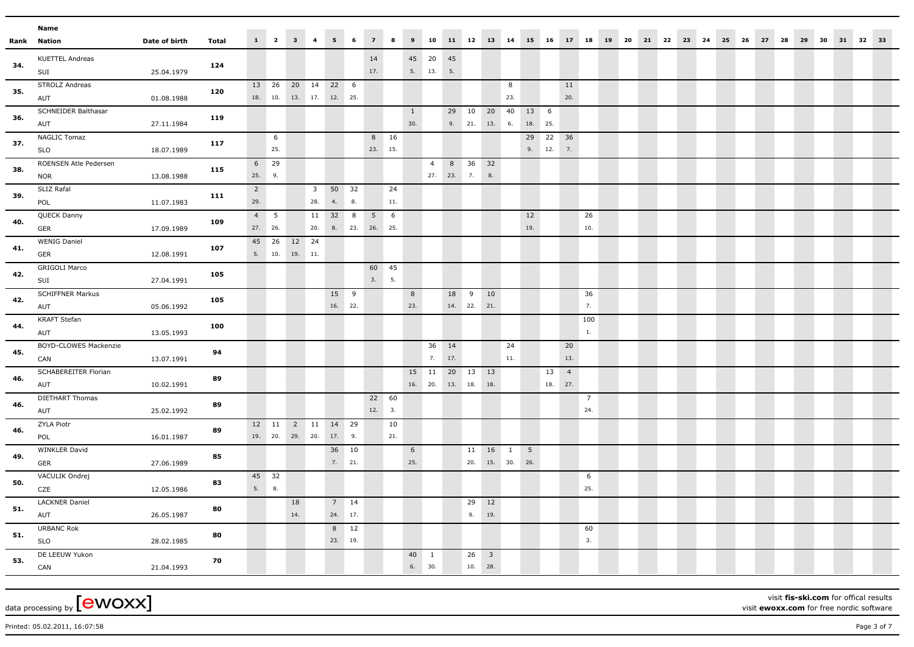| Rank | Name / Nation | Date of birth | Total | 1 | 2 | 3 | 4 | 5 | 6 | 7 | 8 | 9 | 10 | 11 | 12 | 13 | 14 | 15 | 16 | 17 | 18 | 19 | 20 | 21 | 22 | 23 | 24 | 25 | 26 | 27 | 28 | 29 | 30 | 31 | 32 | 33 |
|---|---|---|---|---|---|---|---|---|---|---|---|---|---|---|---|---|---|---|---|---|---|---|---|---|---|---|---|---|---|---|---|---|---|---|---|---|
| 34. | KUETTEL Andreas SUI | 25.04.1979 | 124 | | | | | | | 14 17. | | 45 5. | 20 13. | 45 5. | | | | | | | | | | | | | | | | | | | | | | |
| 35. | STROLZ Andreas AUT | 01.08.1988 | 120 | 13 18. | 26 10. | 20 13. | 14 17. | 22 12. | 6 25. | | | | | | | | 8 23. | | | 11 20. | | | | | | | | | | | | | | | | |
| 36. | SCHNEIDER Balthasar AUT | 27.11.1984 | 119 | | | | | | | | | 1 30. | | 29 9. | 10 21. | 20 13. | 40 6. | 13 18. | 6 25. | | | | | | | | | | | | | | | | | |
| 37. | NAGLIC Tomaz SLO | 18.07.1989 | 117 | | 6 25. | | | | | 8 23. | 16 15. | | | | | | | 29 9. | 22 12. | 36 7. | | | | | | | | | | | | | | | | |
| 38. | ROENSEN Atle Pedersen NOR | 13.08.1988 | 115 | 6 25. | 29 9. | | | | | | | | 4 27. | 8 23. | 36 7. | 32 8. | | | | | | | | | | | | | | | | | | | | |
| 39. | SLIZ Rafal POL | 11.07.1983 | 111 | 2 29. | | | 3 28. | 50 4. | 32 8. | | 24 11. | | | | | | | | | | | | | | | | | | | | | | | | | |
| 40. | QUECK Danny GER | 17.09.1989 | 109 | 4 27. | 5 26. | | 11 20. | 32 8. | 8 23. | 5 26. | 6 25. | | | | | | | 12 19. | | | 26 10. | | | | | | | | | | | | | | | |
| 41. | WENIG Daniel GER | 12.08.1991 | 107 | 45 5. | 26 10. | 12 19. | 24 11. | | | | | | | | | | | | | | | | | | | | | | | | | | | | | |
| 42. | GRIGOLI Marco SUI | 27.04.1991 | 105 | | | | | | | 60 3. | 45 5. | | | | | | | | | | | | | | | | | | | | | | | | | |
| 42. | SCHIFFNER Markus AUT | 05.06.1992 | 105 | | | | | 15 16. | 9 22. | | | 8 23. | | 18 14. | 9 22. | 10 21. | | | | | 36 7. | | | | | | | | | | | | | | | |
| 44. | KRAFT Stefan AUT | 13.05.1993 | 100 | | | | | | | | | | | | | | | | | | 100 1. | | | | | | | | | | | | | | | |
| 45. | BOYD-CLOWES Mackenzie CAN | 13.07.1991 | 94 | | | | | | | | | | 36 7. | 14 17. | | | 24 11. | | | 20 13. | | | | | | | | | | | | | | | | |
| 46. | SCHABEREITER Florian AUT | 10.02.1991 | 89 | | | | | | | | | 15 16. | 11 20. | 20 13. | 13 18. | 13 18. | | | 13 18. | 4 27. | | | | | | | | | | | | | | | | |
| 46. | DIETHART Thomas AUT | 25.02.1992 | 89 | | | | | | | 22 12. | 60 3. | | | | | | | | | | 7 24. | | | | | | | | | | | | | | | |
| 46. | ZYLA Piotr POL | 16.01.1987 | 89 | 12 19. | 11 20. | 2 29. | 11 20. | 14 17. | 29 9. | | 10 21. | | | | | | | | | | | | | | | | | | | | | | | | | |
| 49. | WINKLER David GER | 27.06.1989 | 85 | | | | | 36 7. | 10 21. | | | 6 25. | | | 11 20. | 16 15. | 1 30. | 5 26. | | | | | | | | | | | | | | | | | | |
| 50. | VACULIK Ondrej CZE | 12.05.1986 | 83 | 45 5. | 32 8. | | | | | | | | | | | | | | | | 6 25. | | | | | | | | | | | | | | | |
| 51. | LACKNER Daniel AUT | 26.05.1987 | 80 | | | 18 14. | | 7 24. | 14 17. | | | | | | 29 9. | 12 19. | | | | | | | | | | | | | | | | | | | | |
| 51. | URBANC Rok SLO | 28.02.1985 | 80 | | | | | 8 23. | 12 19. | | | | | | | | | | | | 60 3. | | | | | | | | | | | | | | | |
| 53. | DE LEEUW Yukon CAN | 21.04.1993 | 70 | | | | | | | | | 40 6. | 1 30. | | 26 10. | 3 28. | | | | | | | | | | | | | | | | | | | | |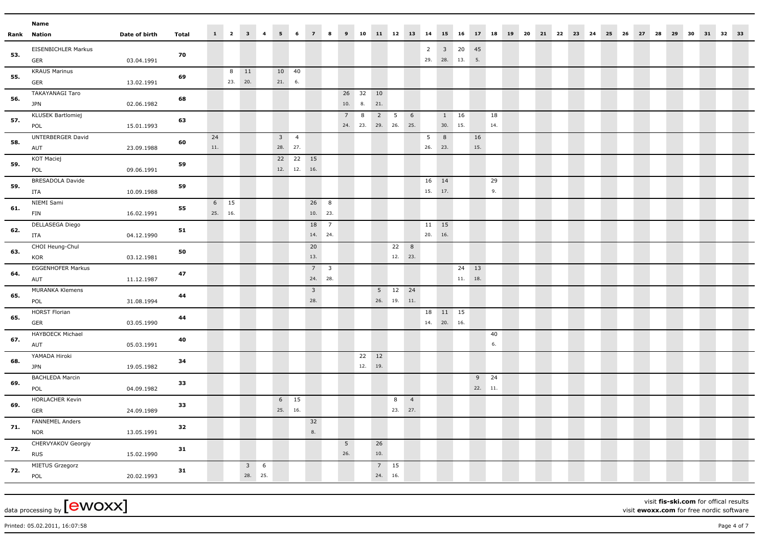| Rank | Name Nation | Date of birth | Total | 1 | 2 | 3 | 4 | 5 | 6 | 7 | 8 | 9 | 10 | 11 | 12 | 13 | 14 | 15 | 16 | 17 | 18 | 19 | 20 | 21 | 22 | 23 | 24 | 25 | 26 | 27 | 28 | 29 | 30 | 31 | 32 | 33 |
|---|---|---|---|---|---|---|---|---|---|---|---|---|---|---|---|---|---|---|---|---|---|---|---|---|---|---|---|---|---|---|---|---|---|---|---|---|
| 53. | EISENBICHLER Markus GER | 03.04.1991 | 70 | | | | | | | | | | | | | | 2 29. | 3 28. | 20 13. | 45 5. | | | | | | | | | | | | | | | | |
| 55. | KRAUS Marinus GER | 13.02.1991 | 69 | | 8 23. | 11 20. | | 10 21. | 40 6. | | | | | | | | | | | | | | | | | | | | | | | | | | | |
| 56. | TAKAYANAGI Taro JPN | 02.06.1982 | 68 | | | | | | | | | 26 10. | 32 8. | 10 21. | | | | | | | | | | | | | | | | | | | | | | |
| 57. | KLUSEK Bartlomiej POL | 15.01.1993 | 63 | | | | | | | | | 7 24. | 8 23. | 2 29. | 5 26. | 6 25. | | 1 30. | 16 15. | | 18 14. | | | | | | | | | | | | | | | |
| 58. | UNTERBERGER David AUT | 23.09.1988 | 60 | 24 11. | | | | 3 28. | 4 27. | | | | | | | | 5 26. | 8 23. | | 16 15. | | | | | | | | | | | | | | | | |
| 59. | KOT Maciej POL | 09.06.1991 | 59 | | | | | 22 12. | 22 12. | 15 16. | | | | | | | | | | | | | | | | | | | | | | | | | | |
| 59. | BRESADOLA Davide ITA | 10.09.1988 | 59 | | | | | | | | | | | | | | 16 15. | 14 17. | | | 29 9. | | | | | | | | | | | | | | | |
| 61. | NIEMI Sami FIN | 16.02.1991 | 55 | 6 25. | 15 16. | | | | | 26 10. | 8 23. | | | | | | | | | | | | | | | | | | | | | | | | | |
| 62. | DELLASEGA Diego ITA | 04.12.1990 | 51 | | | | | | | 18 14. | 7 24. | | | | | | 11 20. | 15 16. | | | | | | | | | | | | | | | | | | |
| 63. | CHOI Heung-Chul KOR | 03.12.1981 | 50 | | | | | | | 20 13. | | | | | 22 12. | 8 23. | | | | | | | | | | | | | | | | | | | | |
| 64. | EGGENHOFER Markus AUT | 11.12.1987 | 47 | | | | | | | 7 24. | 3 28. | | | | | | | | 24 11. | 13 18. | | | | | | | | | | | | | | | | |
| 65. | MURANKA Klemens POL | 31.08.1994 | 44 | | | | | | | 3 28. | | | | 5 26. | 12 19. | 24 11. | | | | | | | | | | | | | | | | | | | | |
| 65. | HORST Florian GER | 03.05.1990 | 44 | | | | | | | | | | | | | | 18 14. | 11 20. | 15 16. | | | | | | | | | | | | | | | | | |
| 67. | HAYBOECK Michael AUT | 05.03.1991 | 40 | | | | | | | | | | | | | | | | | | 40 6. | | | | | | | | | | | | | | | |
| 68. | YAMADA Hiroki JPN | 19.05.1982 | 34 | | | | | | | | | | 22 12. | 12 19. | | | | | | | | | | | | | | | | | | | | | | |
| 69. | BACHLEDA Marcin POL | 04.09.1982 | 33 | | | | | | | | | | | | | | | | | 9 22. | 24 11. | | | | | | | | | | | | | | | |
| 69. | HORLACHER Kevin GER | 24.09.1989 | 33 | | | | | 6 25. | 15 16. | | | | | | 8 23. | 4 27. | | | | | | | | | | | | | | | | | | | | |
| 71. | FANNEMEL Anders NOR | 13.05.1991 | 32 | | | | | | | 32 8. | | | | | | | | | | | | | | | | | | | | | | | | | | |
| 72. | CHERVYAKOV Georgiy RUS | 15.02.1990 | 31 | | | | | | | | | 5 26. | | 26 10. | | | | | | | | | | | | | | | | | | | | | | |
| 72. | MIETUS Grzegorz POL | 20.02.1993 | 31 | | | 3 28. | 6 25. | | | | | | | 7 24. | 15 16. | | | | | | | | | | | | | | | | | | | | | |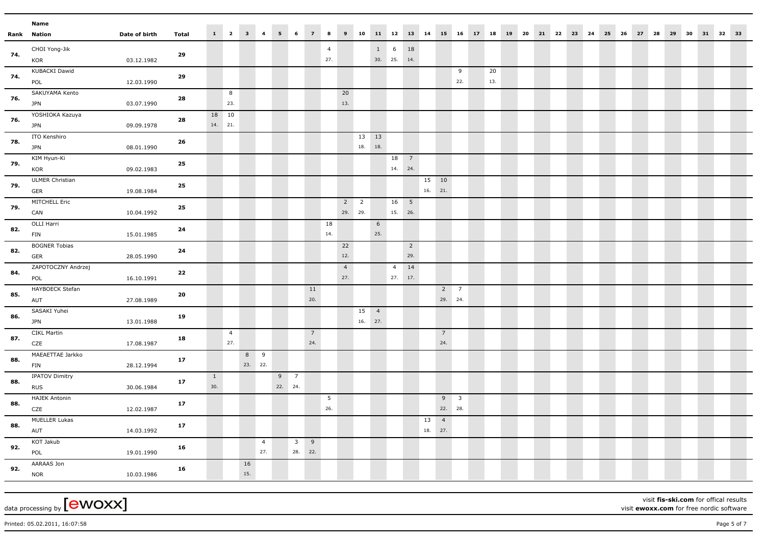| Rank | Name Nation | Date of birth | Total | 1 | 2 | 3 | 4 | 5 | 6 | 7 | 8 | 9 | 10 | 11 | 12 | 13 | 14 | 15 | 16 | 17 | 18 | 19 | 20 | 21 | 22 | 23 | 24 | 25 | 26 | 27 | 28 | 29 | 30 | 31 | 32 | 33 |
|---|---|---|---|---|---|---|---|---|---|---|---|---|---|---|---|---|---|---|---|---|---|---|---|---|---|---|---|---|---|---|---|---|---|---|---|---|
| 74. | CHOI Yong-Jik KOR | 03.12.1982 | 29 | | | | | | | | 4 27. | | | 1 30. | 6 25. | 18 14. | | | | | | | | | | | | | | | | | | | | |
| 74. | KUBACKI Dawid POL | 12.03.1990 | 29 | | | | | | | | | | | | | | | | 9 22. | | 20 13. | | | | | | | | | | | | | | | |
| 76. | SAKUYAMA Kento JPN | 03.07.1990 | 28 | | 8 23. | | | | | | | 20 13. | | | | | | | | | | | | | | | | | | | | | | | | |
| 76. | YOSHIOKA Kazuya JPN | 09.09.1978 | 28 | 18 14. | 10 21. | | | | | | | | | | | | | | | | | | | | | | | | | | | | | | | |
| 78. | ITO Kenshiro JPN | 08.01.1990 | 26 | | | | | | | | | | 13 18. | 13 18. | | | | | | | | | | | | | | | | | | | | | | |
| 79. | KIM Hyun-Ki KOR | 09.02.1983 | 25 | | | | | | | | | | | | 18 14. | 7 24. | | | | | | | | | | | | | | | | | | | | |
| 79. | ULMER Christian GER | 19.08.1984 | 25 | | | | | | | | | | | | | | 15 16. | 10 21. | | | | | | | | | | | | | | | | | | |
| 79. | MITCHELL Eric CAN | 10.04.1992 | 25 | | | | | | | | | 2 29. | 2 29. | | 16 15. | 5 26. | | | | | | | | | | | | | | | | | | | | |
| 82. | OLLI Harri FIN | 15.01.1985 | 24 | | | | | | | | 18 14. | | | 6 25. | | | | | | | | | | | | | | | | | | | | | | |
| 82. | BOGNER Tobias GER | 28.05.1990 | 24 | | | | | | | | | 22 12. | | | | 2 29. | | | | | | | | | | | | | | | | | | | | |
| 84. | ZAPOTOCZNY Andrzej POL | 16.10.1991 | 22 | | | | | | | | | 4 27. | | | 4 27. | 14 17. | | | | | | | | | | | | | | | | | | | | |
| 85. | HAYBOECK Stefan AUT | 27.08.1989 | 20 | | | | | | | 11 20. | | | | | | | | 2 29. | 7 24. | | | | | | | | | | | | | | | | | |
| 86. | SASAKI Yuhei JPN | 13.01.1988 | 19 | | | | | | | | | | 15 16. | 4 27. | | | | | | | | | | | | | | | | | | | | | | |
| 87. | CIKL Martin CZE | 17.08.1987 | 18 | | 4 27. | | | | | 7 24. | | | | | | | | 7 24. | | | | | | | | | | | | | | | | | | |
| 88. | MAEAETTAE Jarkko FIN | 28.12.1994 | 17 | | | 8 23. | 9 22. | | | | | | | | | | | | | | | | | | | | | | | | | | | | | |
| 88. | IPATOV Dimitry RUS | 30.06.1984 | 17 | 1 30. | | | | 9 22. | 7 24. | | | | | | | | | | | | | | | | | | | | | | | | | | | |
| 88. | HAJEK Antonin CZE | 12.02.1987 | 17 | | | | | | | | 5 26. | | | | | | | 9 22. | 3 28. | | | | | | | | | | | | | | | | | |
| 88. | MUELLER Lukas AUT | 14.03.1992 | 17 | | | | | | | | | | | | | | 13 18. | 4 27. | | | | | | | | | | | | | | | | | | |
| 92. | KOT Jakub POL | 19.01.1990 | 16 | | | | 4 27. | | 3 28. | 9 22. | | | | | | | | | | | | | | | | | | | | | | | | | | |
| 92. | AARAAS Jon NOR | 10.03.1986 | 16 | | | 16 15. | | | | | | | | | | | | | | | | | | | | | | | | | | | | | | |

data processing by [ewoxx]

visit **fis-ski.com** for offical results
visit **ewoxx.com** for free nordic software

Printed: 05.02.2011, 16:07:58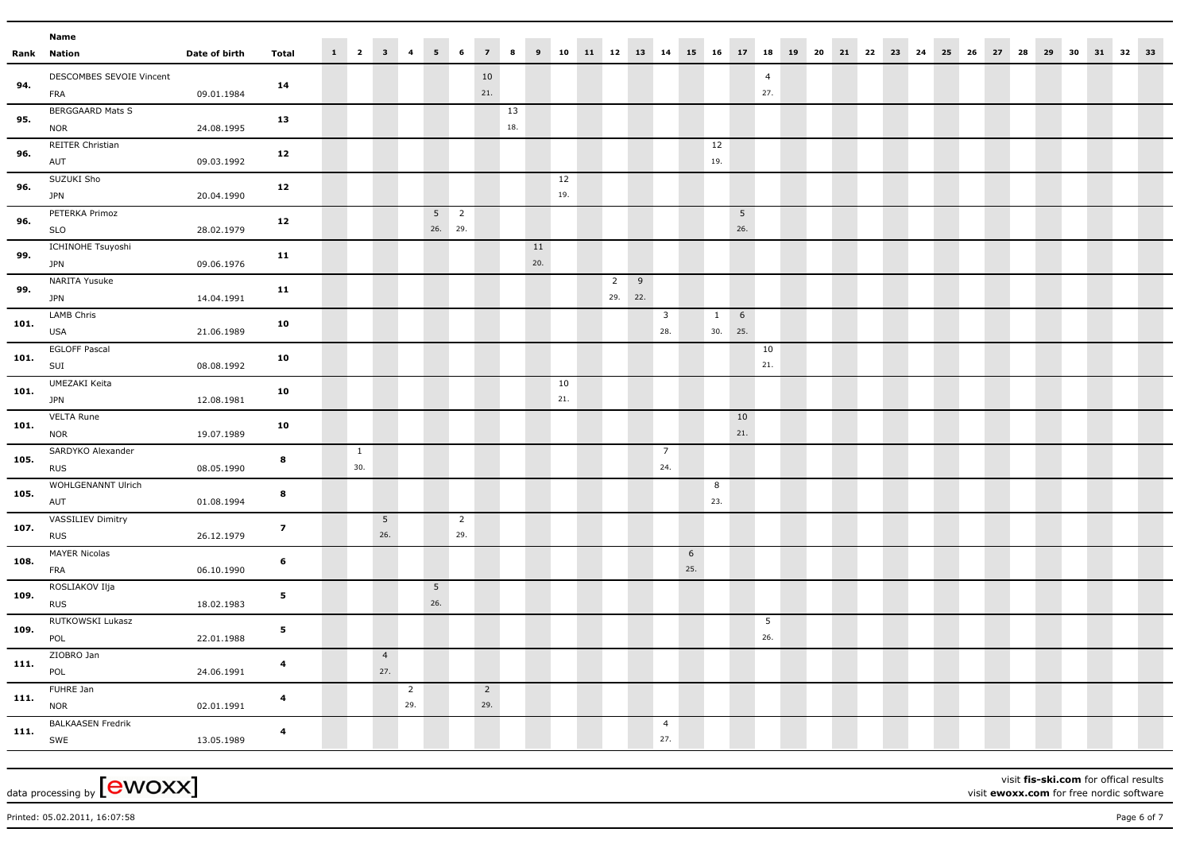| Rank | Name / Nation | Date of birth | Total | 1 | 2 | 3 | 4 | 5 | 6 | 7 | 8 | 9 | 10 | 11 | 12 | 13 | 14 | 15 | 16 | 17 | 18 | 19 | 20 | 21 | 22 | 23 | 24 | 25 | 26 | 27 | 28 | 29 | 30 | 31 | 32 | 33 |
|---|---|---|---|---|---|---|---|---|---|---|---|---|---|---|---|---|---|---|---|---|---|---|---|---|---|---|---|---|---|---|---|---|---|---|---|---|
| 94. | DESCOMBES SEVOIE Vincent FRA | 09.01.1984 | 14 | | | | | | | 10 (21.) | | | | | | | | | | | 4 (27.) | | | | | | | | | | | | | | | |
| 95. | BERGGAARD Mats S NOR | 24.08.1995 | 13 | | | | | | | | 13 (18.) | | | | | | | | | | | | | | | | | | | | | | | | | |
| 96. | REITER Christian AUT | 09.03.1992 | 12 | | | | | | | | | | | | | | | | 12 (19.) | | | | | | | | | | | | | | | | | |
| 96. | SUZUKI Sho JPN | 20.04.1990 | 12 | | | | | | | | | | 12 (19.) | | | | | | | | | | | | | | | | | | | | | | | |
| 96. | PETERKA Primoz SLO | 28.02.1979 | 12 | | | | | 5 (26.) | 2 (29.) | | | | | | | | | | | 5 (26.) | | | | | | | | | | | | | | | | |
| 99. | ICHINOHE Tsuyoshi JPN | 09.06.1976 | 11 | | | | | | | | | 11 (20.) | | | | | | | | | | | | | | | | | | | | | | | | |
| 99. | NARITA Yusuke JPN | 14.04.1991 | 11 | | | | | | | | | | | | 2 (29.) | 9 (22.) | | | | | | | | | | | | | | | | | | | | |
| 101. | LAMB Chris USA | 21.06.1989 | 10 | | | | | | | | | | | | | | 3 (28.) | | 1 (30.) | 6 (25.) | | | | | | | | | | | | | | | | |
| 101. | EGLOFF Pascal SUI | 08.08.1992 | 10 | | | | | | | | | | | | | | | | | | 10 (21.) | | | | | | | | | | | | | | | |
| 101. | UMEZAKI Keita JPN | 12.08.1981 | 10 | | | | | | | | | | 10 (21.) | | | | | | | | | | | | | | | | | | | | | | | |
| 101. | VELTA Rune NOR | 19.07.1989 | 10 | | | | | | | | | | | | | | | | | 10 (21.) | | | | | | | | | | | | | | | | |
| 105. | SARDYKO Alexander RUS | 08.05.1990 | 8 | | 1 (30.) | | | | | | | | | | | | 7 (24.) | | | | | | | | | | | | | | | | | | | |
| 105. | WOHLGENANNT Ulrich AUT | 01.08.1994 | 8 | | | | | | | | | | | | | | | | 8 (23.) | | | | | | | | | | | | | | | | | |
| 107. | VASSILIEV Dimitry RUS | 26.12.1979 | 7 | | | 5 (26.) | | | 2 (29.) | | | | | | | | | | | | | | | | | | | | | | | | | | | |
| 108. | MAYER Nicolas FRA | 06.10.1990 | 6 | | | | | | | | | | | | | | | 6 (25.) | | | | | | | | | | | | | | | | | | |
| 109. | ROSLIAKOV Ilja RUS | 18.02.1983 | 5 | | | | | 5 (26.) | | | | | | | | | | | | | | | | | | | | | | | | | | | | |
| 109. | RUTKOWSKI Lukasz POL | 22.01.1988 | 5 | | | | | | | | | | | | | | | | | | 5 (26.) | | | | | | | | | | | | | | | |
| 111. | ZIOBRO Jan POL | 24.06.1991 | 4 | | | 4 (27.) | | | | | | | | | | | | | | | | | | | | | | | | | | | | | | |
| 111. | FUHRE Jan NOR | 02.01.1991 | 4 | | | | 2 (29.) | | | 2 (29.) | | | | | | | | | | | | | | | | | | | | | | | | | | |
| 111. | BALKAASEN Fredrik SWE | 13.05.1989 | 4 | | | | | | | | | | | | | | 4 (27.) | | | | | | | | | | | | | | | | | | | |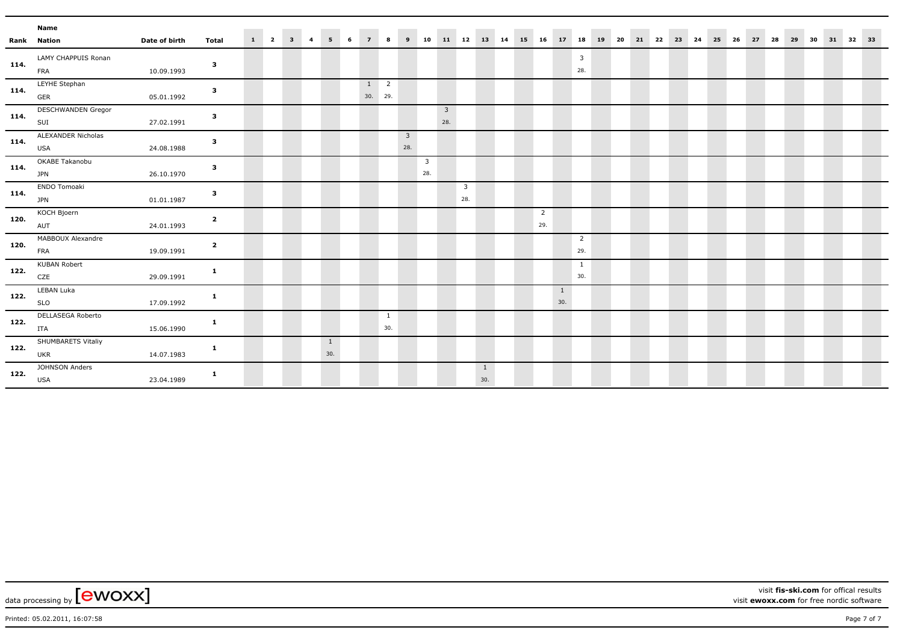| Rank | Name / Nation | Date of birth | Total | 1 | 2 | 3 | 4 | 5 | 6 | 7 | 8 | 9 | 10 | 11 | 12 | 13 | 14 | 15 | 16 | 17 | 18 | 19 | 20 | 21 | 22 | 23 | 24 | 25 | 26 | 27 | 28 | 29 | 30 | 31 | 32 | 33 |
|---|---|---|---|---|---|---|---|---|---|---|---|---|---|---|---|---|---|---|---|---|---|---|---|---|---|---|---|---|---|---|---|---|---|---|---|---|
| 114. | LAMY CHAPPUIS Ronan | | 3 | | | | | | | | | | | | | | | | | | 3 | | | | | | | | | | | | | | | |
| | FRA | 10.09.1993 | | | | | | | | | | | | | | | | | | | 28. | | | | | | | | | | | | | | | |
| 114. | LEYHE Stephan | | 3 | | | | | | | 1 | 2 | | | | | | | | | | | | | | | | | | | | | | | | | |
| | GER | 05.01.1992 | | | | | | | | 30. | 29. | | | | | | | | | | | | | | | | | | | | | | | | | |
| 114. | DESCHWANDEN Gregor | | 3 | | | | | | | | | | | 3 | | | | | | | | | | | | | | | | | | | | | | |
| | SUI | 27.02.1991 | | | | | | | | | | | | 28. | | | | | | | | | | | | | | | | | | | | | | |
| 114. | ALEXANDER Nicholas | | 3 | | | | | | | | | 3 | | | | | | | | | | | | | | | | | | | | | | | | |
| | USA | 24.08.1988 | | | | | | | | | | 28. | | | | | | | | | | | | | | | | | | | | | | | | |
| 114. | OKABE Takanobu | | 3 | | | | | | | | | | 3 | | | | | | | | | | | | | | | | | | | | | | | |
| | JPN | 26.10.1970 | | | | | | | | | | | 28. | | | | | | | | | | | | | | | | | | | | | | | |
| 114. | ENDO Tomoaki | | 3 | | | | | | | | | | | | 3 | | | | | | | | | | | | | | | | | | | | | |
| | JPN | 01.01.1987 | | | | | | | | | | | | | 28. | | | | | | | | | | | | | | | | | | | | | |
| 120. | KOCH Bjoern | | 2 | | | | | | | | | | | | | | | | 2 | | | | | | | | | | | | | | | | | |
| | AUT | 24.01.1993 | | | | | | | | | | | | | | | | | 29. | | | | | | | | | | | | | | | | | |
| 120. | MABBOUX Alexandre | | 2 | | | | | | | | | | | | | | | | | | 2 | | | | | | | | | | | | | | | |
| | FRA | 19.09.1991 | | | | | | | | | | | | | | | | | | | 29. | | | | | | | | | | | | | | | |
| 122. | KUBAN Robert | | 1 | | | | | | | | | | | | | | | | | | 1 | | | | | | | | | | | | | | | |
| | CZE | 29.09.1991 | | | | | | | | | | | | | | | | | | | 30. | | | | | | | | | | | | | | | |
| 122. | LEBAN Luka | | 1 | | | | | | | | | | | | | | | | | 1 | | | | | | | | | | | | | | | | |
| | SLO | 17.09.1992 | | | | | | | | | | | | | | | | | | 30. | | | | | | | | | | | | | | | | |
| 122. | DELLASEGA Roberto | | 1 | | | | | | | | 1 | | | | | | | | | | | | | | | | | | | | | | | | | |
| | ITA | 15.06.1990 | | | | | | | | | 30. | | | | | | | | | | | | | | | | | | | | | | | | | |
| 122. | SHUMBARETS Vitaliy | | 1 | | | | | 1 | | | | | | | | | | | | | | | | | | | | | | | | | | | | |
| | UKR | 14.07.1983 | | | | | | 30. | | | | | | | | | | | | | | | | | | | | | | | | | | | | |
| 122. | JOHNSON Anders | | 1 | | | | | | | | | | | | | 1 | | | | | | | | | | | | | | | | | | | | |
| | USA | 23.04.1989 | | | | | | | | | | | | | | 30. | | | | | | | | | | | | | | | | | | | | |

data processing by [ewoxx]

visit **fis-ski.com** for offical results
visit **ewoxx.com** for free nordic software

Printed: 05.02.2011, 16:07:58